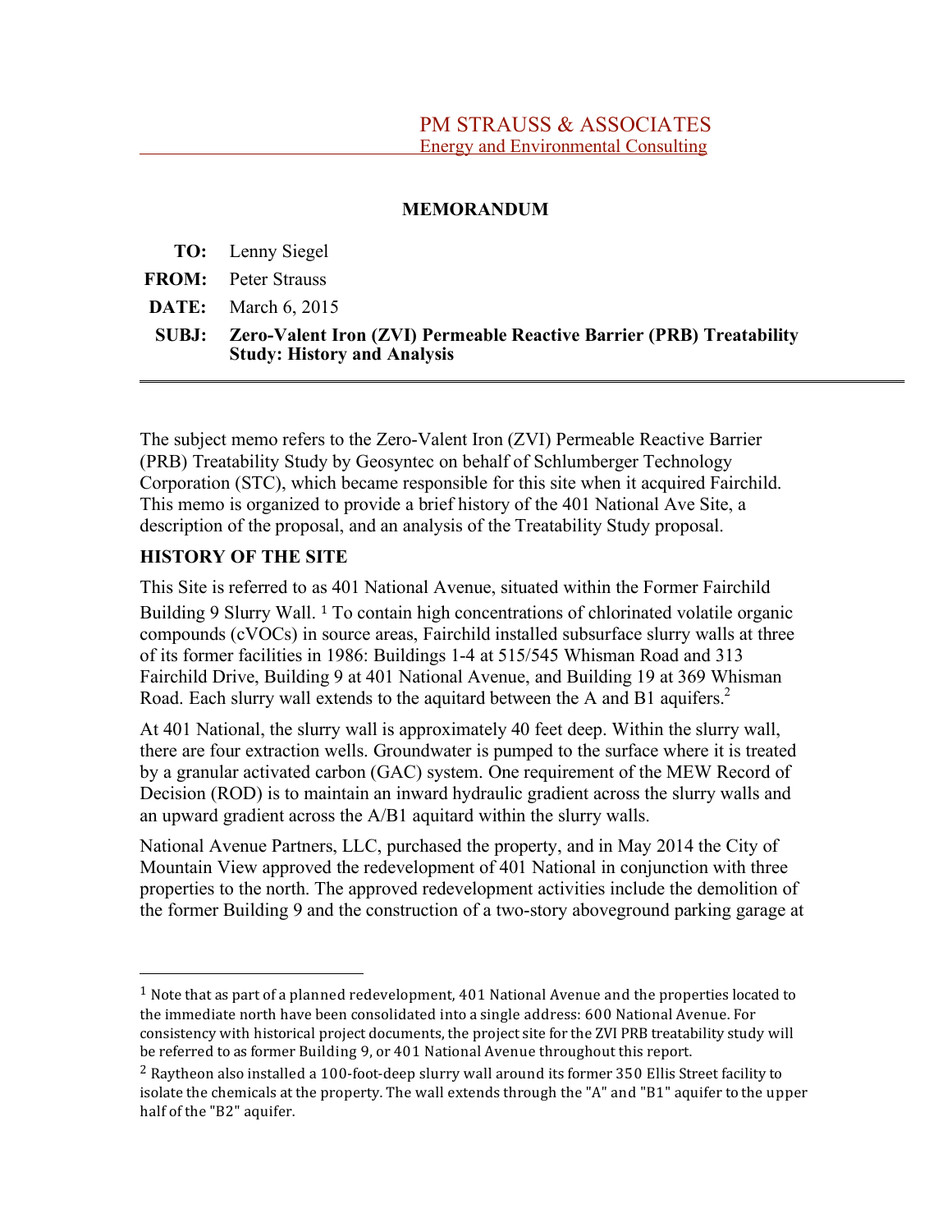PM STRAUSS & ASSOCIATES
Energy and Environmental Consulting

**MEMORANDUM**

**TO:** Lenny Siegel

**FROM:** Peter Strauss

**DATE:** March 6, 2015

**SUBJ:** **Zero-Valent Iron (ZVI) Permeable Reactive Barrier (PRB) Treatability Study: History and Analysis**

---

The subject memo refers to the Zero-Valent Iron (ZVI) Permeable Reactive Barrier (PRB) Treatability Study by Geosyntec on behalf of Schlumberger Technology Corporation (STC), which became responsible for this site when it acquired Fairchild. This memo is organized to provide a brief history of the 401 National Ave Site, a description of the proposal, and an analysis of the Treatability Study proposal.

## HISTORY OF THE SITE

This Site is referred to as 401 National Avenue, situated within the Former Fairchild Building 9 Slurry Wall. [1] To contain high concentrations of chlorinated volatile organic compounds (cVOCs) in source areas, Fairchild installed subsurface slurry walls at three of its former facilities in 1986: Buildings 1-4 at 515/545 Whisman Road and 313 Fairchild Drive, Building 9 at 401 National Avenue, and Building 19 at 369 Whisman Road. Each slurry wall extends to the aquitard between the A and B1 aquifers.[2]

At 401 National, the slurry wall is approximately 40 feet deep. Within the slurry wall, there are four extraction wells. Groundwater is pumped to the surface where it is treated by a granular activated carbon (GAC) system. One requirement of the MEW Record of Decision (ROD) is to maintain an inward hydraulic gradient across the slurry walls and an upward gradient across the A/B1 aquitard within the slurry walls.

National Avenue Partners, LLC, purchased the property, and in May 2014 the City of Mountain View approved the redevelopment of 401 National in conjunction with three properties to the north. The approved redevelopment activities include the demolition of the former Building 9 and the construction of a two-story aboveground parking garage at

---

[1] Note that as part of a planned redevelopment, 401 National Avenue and the properties located to the immediate north have been consolidated into a single address: 600 National Avenue. For consistency with historical project documents, the project site for the ZVI PRB treatability study will be referred to as former Building 9, or 401 National Avenue throughout this report.

[2] Raytheon also installed a 100-foot-deep slurry wall around its former 350 Ellis Street facility to isolate the chemicals at the property. The wall extends through the "A" and "B1" aquifer to the upper half of the "B2" aquifer.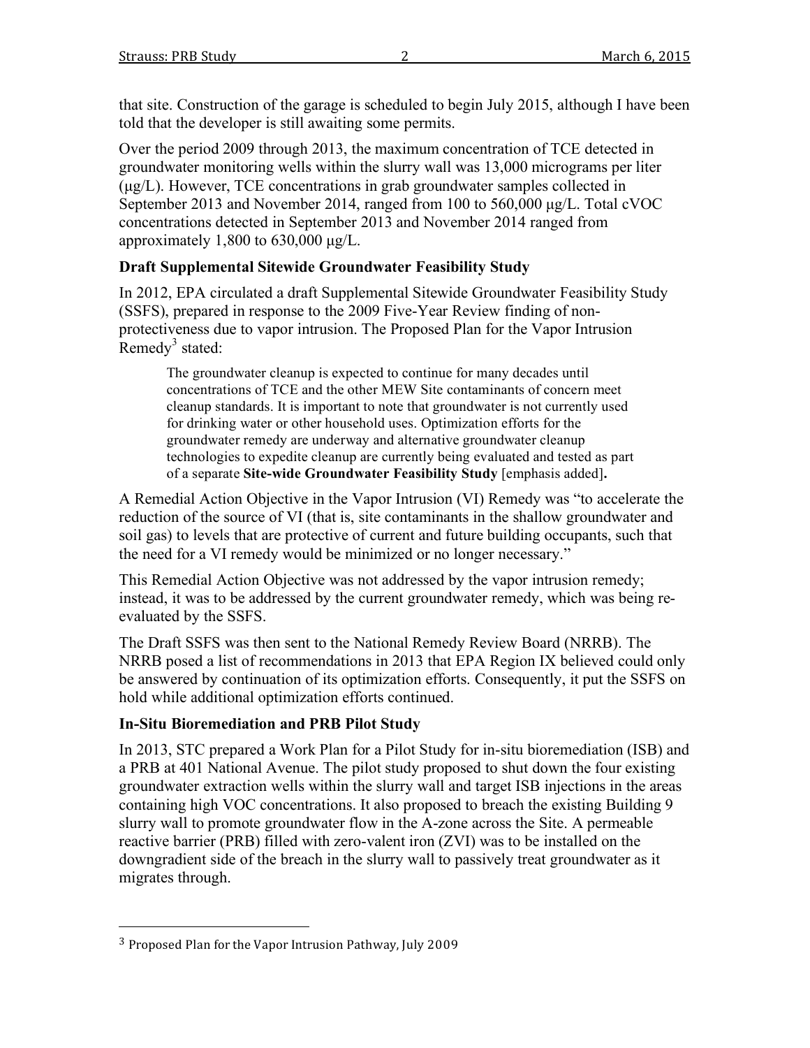that site. Construction of the garage is scheduled to begin July 2015, although I have been told that the developer is still awaiting some permits.

Over the period 2009 through 2013, the maximum concentration of TCE detected in groundwater monitoring wells within the slurry wall was 13,000 micrograms per liter (μg/L). However, TCE concentrations in grab groundwater samples collected in September 2013 and November 2014, ranged from 100 to 560,000 μg/L. Total cVOC concentrations detected in September 2013 and November 2014 ranged from approximately 1,800 to 630,000 μg/L.

**Draft Supplemental Sitewide Groundwater Feasibility Study**

In 2012, EPA circulated a draft Supplemental Sitewide Groundwater Feasibility Study (SSFS), prepared in response to the 2009 Five-Year Review finding of non-protectiveness due to vapor intrusion. The Proposed Plan for the Vapor Intrusion Remedy[3] stated:

> The groundwater cleanup is expected to continue for many decades until concentrations of TCE and the other MEW Site contaminants of concern meet cleanup standards. It is important to note that groundwater is not currently used for drinking water or other household uses. Optimization efforts for the groundwater remedy are underway and alternative groundwater cleanup technologies to expedite cleanup are currently being evaluated and tested as part of a separate **Site-wide Groundwater Feasibility Study** [emphasis added]**.**

A Remedial Action Objective in the Vapor Intrusion (VI) Remedy was "to accelerate the reduction of the source of VI (that is, site contaminants in the shallow groundwater and soil gas) to levels that are protective of current and future building occupants, such that the need for a VI remedy would be minimized or no longer necessary."

This Remedial Action Objective was not addressed by the vapor intrusion remedy; instead, it was to be addressed by the current groundwater remedy, which was being re-evaluated by the SSFS.

The Draft SSFS was then sent to the National Remedy Review Board (NRRB). The NRRB posed a list of recommendations in 2013 that EPA Region IX believed could only be answered by continuation of its optimization efforts. Consequently, it put the SSFS on hold while additional optimization efforts continued.

**In-Situ Bioremediation and PRB Pilot Study**

In 2013, STC prepared a Work Plan for a Pilot Study for in-situ bioremediation (ISB) and a PRB at 401 National Avenue. The pilot study proposed to shut down the four existing groundwater extraction wells within the slurry wall and target ISB injections in the areas containing high VOC concentrations. It also proposed to breach the existing Building 9 slurry wall to promote groundwater flow in the A-zone across the Site. A permeable reactive barrier (PRB) filled with zero-valent iron (ZVI) was to be installed on the downgradient side of the breach in the slurry wall to passively treat groundwater as it migrates through.

---

[3] Proposed Plan for the Vapor Intrusion Pathway, July 2009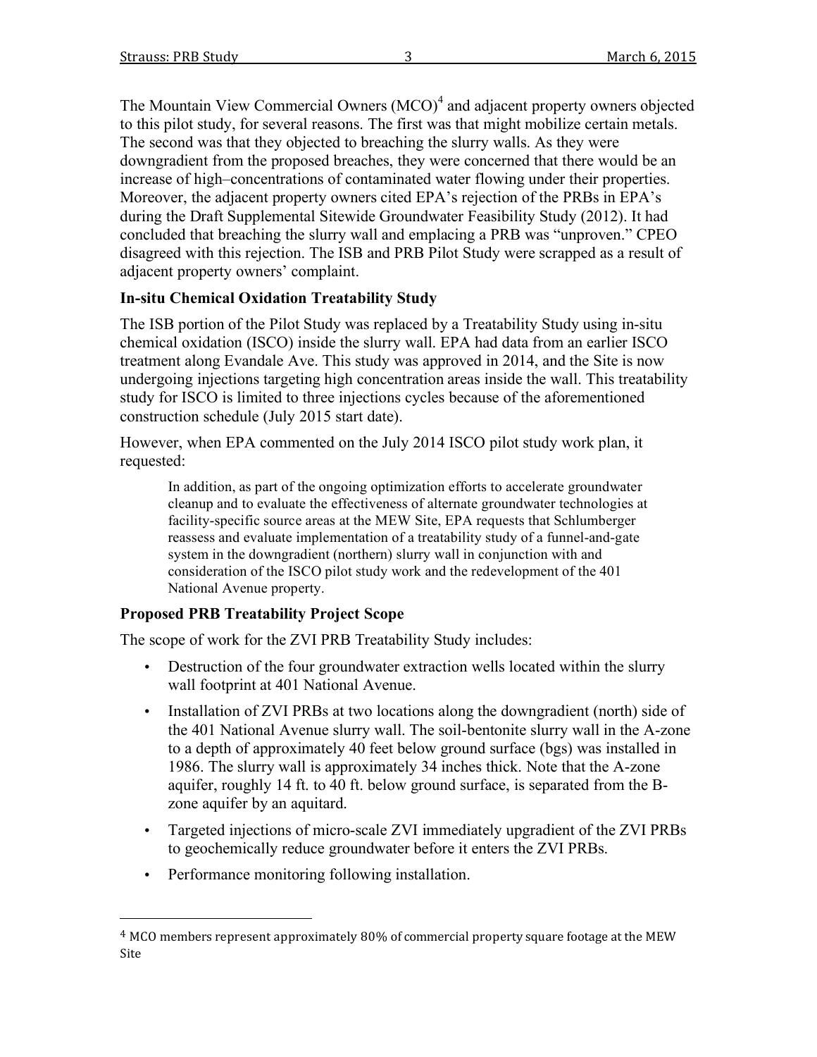The Mountain View Commercial Owners (MCO)[4] and adjacent property owners objected to this pilot study, for several reasons. The first was that might mobilize certain metals. The second was that they objected to breaching the slurry walls. As they were downgradient from the proposed breaches, they were concerned that there would be an increase of high–concentrations of contaminated water flowing under their properties. Moreover, the adjacent property owners cited EPA's rejection of the PRBs in EPA's during the Draft Supplemental Sitewide Groundwater Feasibility Study (2012). It had concluded that breaching the slurry wall and emplacing a PRB was "unproven." CPEO disagreed with this rejection. The ISB and PRB Pilot Study were scrapped as a result of adjacent property owners' complaint.

### In-situ Chemical Oxidation Treatability Study

The ISB portion of the Pilot Study was replaced by a Treatability Study using in-situ chemical oxidation (ISCO) inside the slurry wall. EPA had data from an earlier ISCO treatment along Evandale Ave. This study was approved in 2014, and the Site is now undergoing injections targeting high concentration areas inside the wall. This treatability study for ISCO is limited to three injections cycles because of the aforementioned construction schedule (July 2015 start date).

However, when EPA commented on the July 2014 ISCO pilot study work plan, it requested:

> In addition, as part of the ongoing optimization efforts to accelerate groundwater cleanup and to evaluate the effectiveness of alternate groundwater technologies at facility-specific source areas at the MEW Site, EPA requests that Schlumberger reassess and evaluate implementation of a treatability study of a funnel-and-gate system in the downgradient (northern) slurry wall in conjunction with and consideration of the ISCO pilot study work and the redevelopment of the 401 National Avenue property.

### Proposed PRB Treatability Project Scope

The scope of work for the ZVI PRB Treatability Study includes:

- Destruction of the four groundwater extraction wells located within the slurry wall footprint at 401 National Avenue.
- Installation of ZVI PRBs at two locations along the downgradient (north) side of the 401 National Avenue slurry wall. The soil-bentonite slurry wall in the A-zone to a depth of approximately 40 feet below ground surface (bgs) was installed in 1986. The slurry wall is approximately 34 inches thick. Note that the A-zone aquifer, roughly 14 ft. to 40 ft. below ground surface, is separated from the B-zone aquifer by an aquitard.
- Targeted injections of micro-scale ZVI immediately upgradient of the ZVI PRBs to geochemically reduce groundwater before it enters the ZVI PRBs.
- Performance monitoring following installation.

---

[4] MCO members represent approximately 80% of commercial property square footage at the MEW Site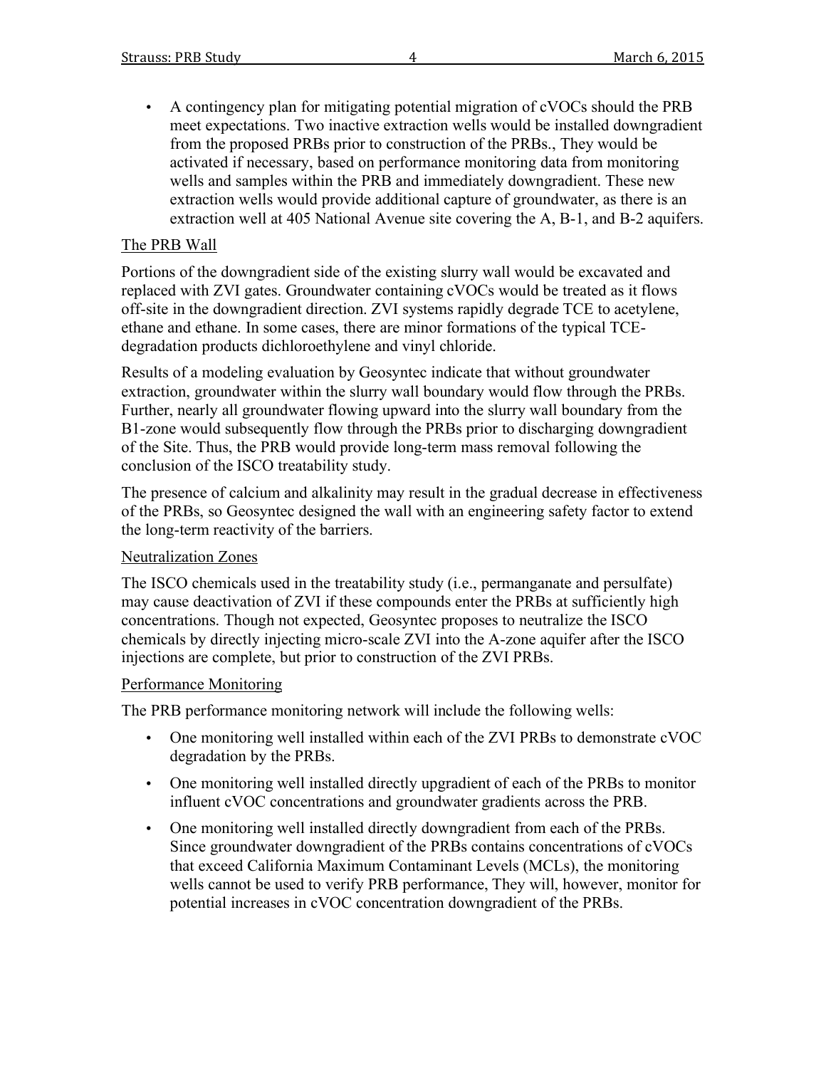- A contingency plan for mitigating potential migration of cVOCs should the PRB meet expectations. Two inactive extraction wells would be installed downgradient from the proposed PRBs prior to construction of the PRBs., They would be activated if necessary, based on performance monitoring data from monitoring wells and samples within the PRB and immediately downgradient. These new extraction wells would provide additional capture of groundwater, as there is an extraction well at 405 National Avenue site covering the A, B-1, and B-2 aquifers.

The PRB Wall

Portions of the downgradient side of the existing slurry wall would be excavated and replaced with ZVI gates. Groundwater containing cVOCs would be treated as it flows off-site in the downgradient direction. ZVI systems rapidly degrade TCE to acetylene, ethane and ethane. In some cases, there are minor formations of the typical TCE-degradation products dichloroethylene and vinyl chloride.

Results of a modeling evaluation by Geosyntec indicate that without groundwater extraction, groundwater within the slurry wall boundary would flow through the PRBs. Further, nearly all groundwater flowing upward into the slurry wall boundary from the B1-zone would subsequently flow through the PRBs prior to discharging downgradient of the Site. Thus, the PRB would provide long-term mass removal following the conclusion of the ISCO treatability study.

The presence of calcium and alkalinity may result in the gradual decrease in effectiveness of the PRBs, so Geosyntec designed the wall with an engineering safety factor to extend the long-term reactivity of the barriers.

Neutralization Zones

The ISCO chemicals used in the treatability study (i.e., permanganate and persulfate) may cause deactivation of ZVI if these compounds enter the PRBs at sufficiently high concentrations. Though not expected, Geosyntec proposes to neutralize the ISCO chemicals by directly injecting micro-scale ZVI into the A-zone aquifer after the ISCO injections are complete, but prior to construction of the ZVI PRBs.

Performance Monitoring

The PRB performance monitoring network will include the following wells:

- One monitoring well installed within each of the ZVI PRBs to demonstrate cVOC degradation by the PRBs.
- One monitoring well installed directly upgradient of each of the PRBs to monitor influent cVOC concentrations and groundwater gradients across the PRB.
- One monitoring well installed directly downgradient from each of the PRBs. Since groundwater downgradient of the PRBs contains concentrations of cVOCs that exceed California Maximum Contaminant Levels (MCLs), the monitoring wells cannot be used to verify PRB performance, They will, however, monitor for potential increases in cVOC concentration downgradient of the PRBs.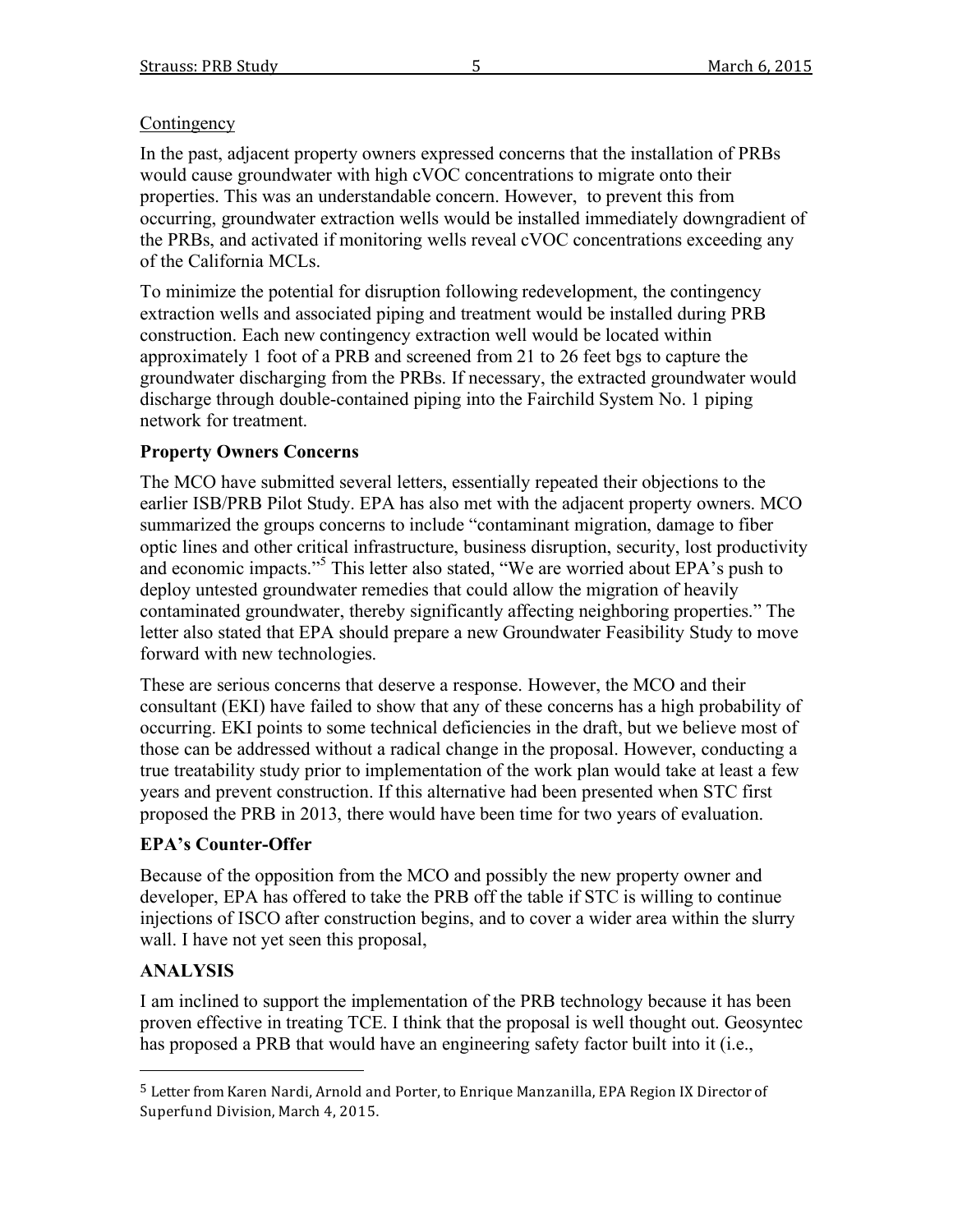Contingency

In the past, adjacent property owners expressed concerns that the installation of PRBs would cause groundwater with high cVOC concentrations to migrate onto their properties. This was an understandable concern. However, to prevent this from occurring, groundwater extraction wells would be installed immediately downgradient of the PRBs, and activated if monitoring wells reveal cVOC concentrations exceeding any of the California MCLs.

To minimize the potential for disruption following redevelopment, the contingency extraction wells and associated piping and treatment would be installed during PRB construction. Each new contingency extraction well would be located within approximately 1 foot of a PRB and screened from 21 to 26 feet bgs to capture the groundwater discharging from the PRBs. If necessary, the extracted groundwater would discharge through double-contained piping into the Fairchild System No. 1 piping network for treatment.

**Property Owners Concerns**

The MCO have submitted several letters, essentially repeated their objections to the earlier ISB/PRB Pilot Study. EPA has also met with the adjacent property owners. MCO summarized the groups concerns to include "contaminant migration, damage to fiber optic lines and other critical infrastructure, business disruption, security, lost productivity and economic impacts."[5] This letter also stated, "We are worried about EPA's push to deploy untested groundwater remedies that could allow the migration of heavily contaminated groundwater, thereby significantly affecting neighboring properties." The letter also stated that EPA should prepare a new Groundwater Feasibility Study to move forward with new technologies.

These are serious concerns that deserve a response. However, the MCO and their consultant (EKI) have failed to show that any of these concerns has a high probability of occurring. EKI points to some technical deficiencies in the draft, but we believe most of those can be addressed without a radical change in the proposal. However, conducting a true treatability study prior to implementation of the work plan would take at least a few years and prevent construction. If this alternative had been presented when STC first proposed the PRB in 2013, there would have been time for two years of evaluation.

**EPA's Counter-Offer**

Because of the opposition from the MCO and possibly the new property owner and developer, EPA has offered to take the PRB off the table if STC is willing to continue injections of ISCO after construction begins, and to cover a wider area within the slurry wall. I have not yet seen this proposal,

**ANALYSIS**

I am inclined to support the implementation of the PRB technology because it has been proven effective in treating TCE. I think that the proposal is well thought out. Geosyntec has proposed a PRB that would have an engineering safety factor built into it (i.e.,

---

[5] Letter from Karen Nardi, Arnold and Porter, to Enrique Manzanilla, EPA Region IX Director of Superfund Division, March 4, 2015.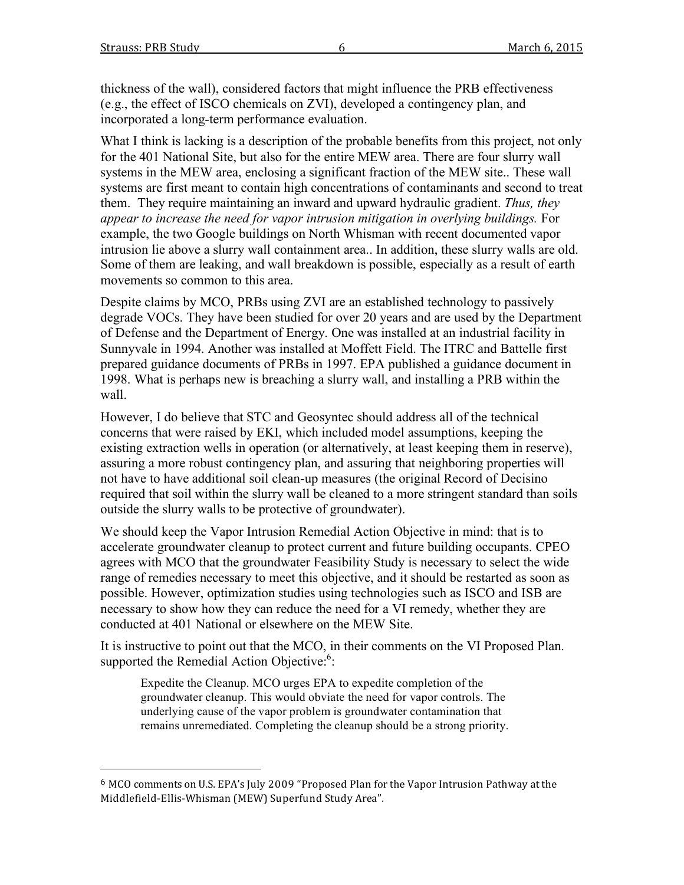thickness of the wall), considered factors that might influence the PRB effectiveness (e.g., the effect of ISCO chemicals on ZVI), developed a contingency plan, and incorporated a long-term performance evaluation.

What I think is lacking is a description of the probable benefits from this project, not only for the 401 National Site, but also for the entire MEW area. There are four slurry wall systems in the MEW area, enclosing a significant fraction of the MEW site.. These wall systems are first meant to contain high concentrations of contaminants and second to treat them. They require maintaining an inward and upward hydraulic gradient. *Thus, they appear to increase the need for vapor intrusion mitigation in overlying buildings.* For example, the two Google buildings on North Whisman with recent documented vapor intrusion lie above a slurry wall containment area.. In addition, these slurry walls are old. Some of them are leaking, and wall breakdown is possible, especially as a result of earth movements so common to this area.

Despite claims by MCO, PRBs using ZVI are an established technology to passively degrade VOCs. They have been studied for over 20 years and are used by the Department of Defense and the Department of Energy. One was installed at an industrial facility in Sunnyvale in 1994. Another was installed at Moffett Field. The ITRC and Battelle first prepared guidance documents of PRBs in 1997. EPA published a guidance document in 1998. What is perhaps new is breaching a slurry wall, and installing a PRB within the wall.

However, I do believe that STC and Geosyntec should address all of the technical concerns that were raised by EKI, which included model assumptions, keeping the existing extraction wells in operation (or alternatively, at least keeping them in reserve), assuring a more robust contingency plan, and assuring that neighboring properties will not have to have additional soil clean-up measures (the original Record of Decisino required that soil within the slurry wall be cleaned to a more stringent standard than soils outside the slurry walls to be protective of groundwater).

We should keep the Vapor Intrusion Remedial Action Objective in mind: that is to accelerate groundwater cleanup to protect current and future building occupants. CPEO agrees with MCO that the groundwater Feasibility Study is necessary to select the wide range of remedies necessary to meet this objective, and it should be restarted as soon as possible. However, optimization studies using technologies such as ISCO and ISB are necessary to show how they can reduce the need for a VI remedy, whether they are conducted at 401 National or elsewhere on the MEW Site.

It is instructive to point out that the MCO, in their comments on the VI Proposed Plan. supported the Remedial Action Objective:[6]:

> Expedite the Cleanup. MCO urges EPA to expedite completion of the groundwater cleanup. This would obviate the need for vapor controls. The underlying cause of the vapor problem is groundwater contamination that remains unremediated. Completing the cleanup should be a strong priority.

---

[6] MCO comments on U.S. EPA's July 2009 "Proposed Plan for the Vapor Intrusion Pathway at the Middlefield-Ellis-Whisman (MEW) Superfund Study Area".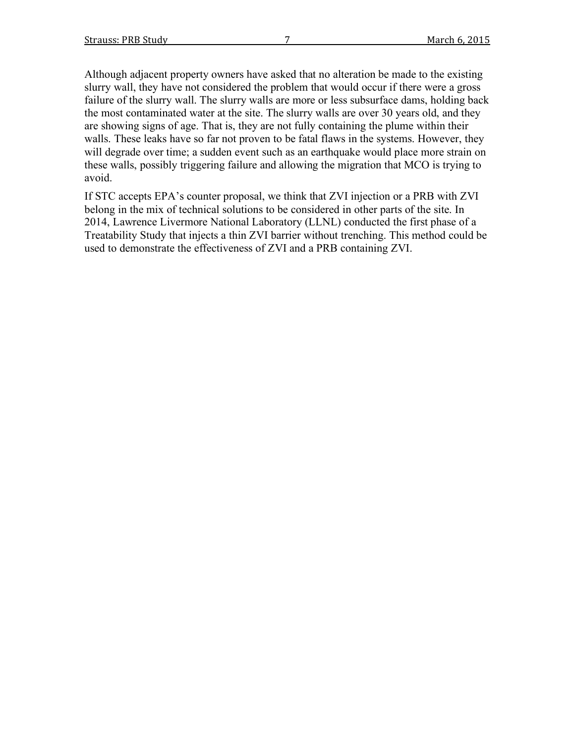Although adjacent property owners have asked that no alteration be made to the existing slurry wall, they have not considered the problem that would occur if there were a gross failure of the slurry wall. The slurry walls are more or less subsurface dams, holding back the most contaminated water at the site. The slurry walls are over 30 years old, and they are showing signs of age. That is, they are not fully containing the plume within their walls. These leaks have so far not proven to be fatal flaws in the systems. However, they will degrade over time; a sudden event such as an earthquake would place more strain on these walls, possibly triggering failure and allowing the migration that MCO is trying to avoid.

If STC accepts EPA's counter proposal, we think that ZVI injection or a PRB with ZVI belong in the mix of technical solutions to be considered in other parts of the site. In 2014, Lawrence Livermore National Laboratory (LLNL) conducted the first phase of a Treatability Study that injects a thin ZVI barrier without trenching. This method could be used to demonstrate the effectiveness of ZVI and a PRB containing ZVI.